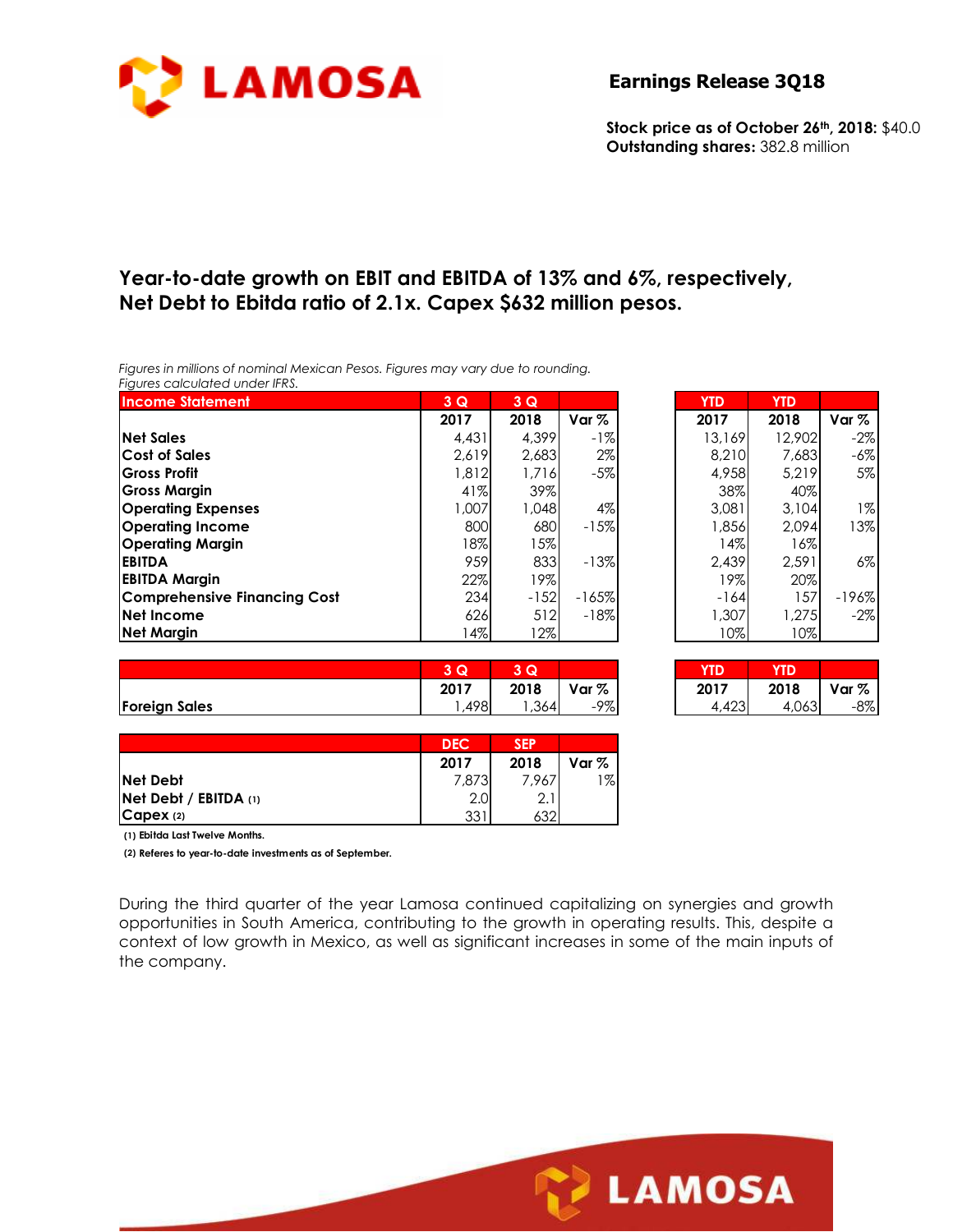**LAMOSA**

## Earnings Release 3Q18

**Stock price as of October 26th, 2018:** $40.0
**Outstanding shares:** 382.8 million

# Year-to-date growth on EBIT and EBITDA of 13% and 6%, respectively, Net Debt to Ebitda ratio of 2.1x. Capex $632 million pesos.

*Figures in millions of nominal Mexican Pesos. Figures may vary due to rounding.*
*Figures calculated under IFRS.*

| Income Statement | 3 Q 2017 | 3 Q 2018 | Var % | YTD 2017 | YTD 2018 | Var % |
|---|---|---|---|---|---|---|
| **Net Sales** | 4,431 | 4,399 | -1% | 13,169 | 12,902 | -2% |
| **Cost of Sales** | 2,619 | 2,683 | 2% | 8,210 | 7,683 | -6% |
| **Gross Profit** | 1,812 | 1,716 | -5% | 4,958 | 5,219 | 5% |
| **Gross Margin** | 41% | 39% | | 38% | 40% | |
| **Operating Expenses** | 1,007 | 1,048 | 4% | 3,081 | 3,104 | 1% |
| **Operating Income** | 800 | 680 | -15% | 1,856 | 2,094 | 13% |
| **Operating Margin** | 18% | 15% | | 14% | 16% | |
| **EBITDA** | 959 | 833 | -13% | 2,439 | 2,591 | 6% |
| **EBITDA Margin** | 22% | 19% | | 19% | 20% | |
| **Comprehensive Financing Cost** | 234 | -152 | -165% | -164 | 157 | -196% |
| **Net Income** | 626 | 512 | -18% | 1,307 | 1,275 | -2% |
| **Net Margin** | 14% | 12% | | 10% | 10% | |

| | 3 Q 2017 | 3 Q 2018 | Var % | YTD 2017 | YTD 2018 | Var % |
|---|---|---|---|---|---|---|
| **Foreign Sales** | 1,498 | 1,364 | -9% | 4,423 | 4,063 | -8% |

| | DEC 2017 | SEP 2018 | Var % |
|---|---|---|---|
| **Net Debt** | 7,873 | 7,967 | 1% |
| **Net Debt / EBITDA** (1) | 2.0 | 2.1 | |
| **Capex** (2) | 331 | 632 | |

**(1) Ebitda Last Twelve Months.**

**(2) Referes to year-to-date investments as of September.**

During the third quarter of the year Lamosa continued capitalizing on synergies and growth opportunities in South America, contributing to the growth in operating results. This, despite a context of low growth in Mexico, as well as significant increases in some of the main inputs of the company.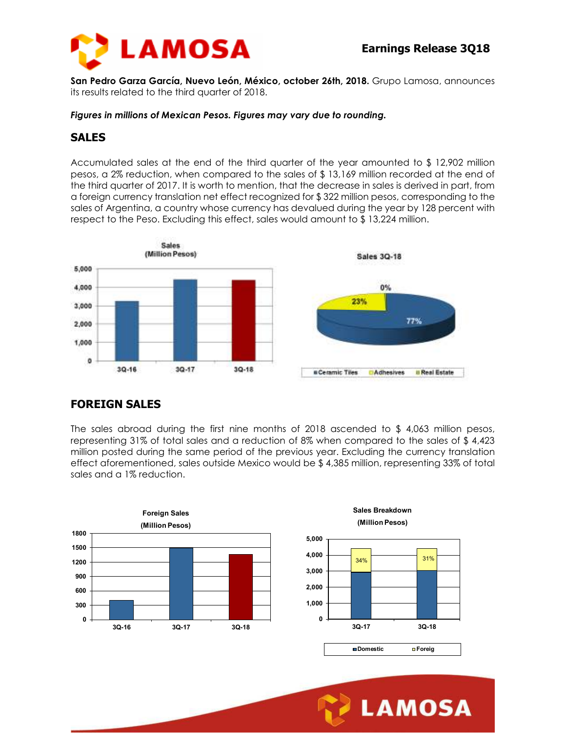**San Pedro Garza García, Nuevo León, México, october 26th, 2018.** Grupo Lamosa, announces its results related to the third quarter of 2018.

***Figures in millions of Mexican Pesos. Figures may vary due to rounding.***

## SALES

Accumulated sales at the end of the third quarter of the year amounted to $ 12,902 million pesos, a 2% reduction, when compared to the sales of $ 13,169 million recorded at the end of the third quarter of 2017. It is worth to mention, that the decrease in sales is derived in part, from a foreign currency translation net effect recognized for $ 322 million pesos, corresponding to the sales of Argentina, a country whose currency has devalued during the year by 128 percent with respect to the Peso. Excluding this effect, sales would amount to $ 13,224 million.

## FOREIGN SALES

The sales abroad during the first nine months of 2018 ascended to $ 4,063 million pesos, representing 31% of total sales and a reduction of 8% when compared to the sales of $ 4,423 million posted during the same period of the previous year. Excluding the currency translation effect aforementioned, sales outside Mexico would be $ 4,385 million, representing 33% of total sales and a 1% reduction.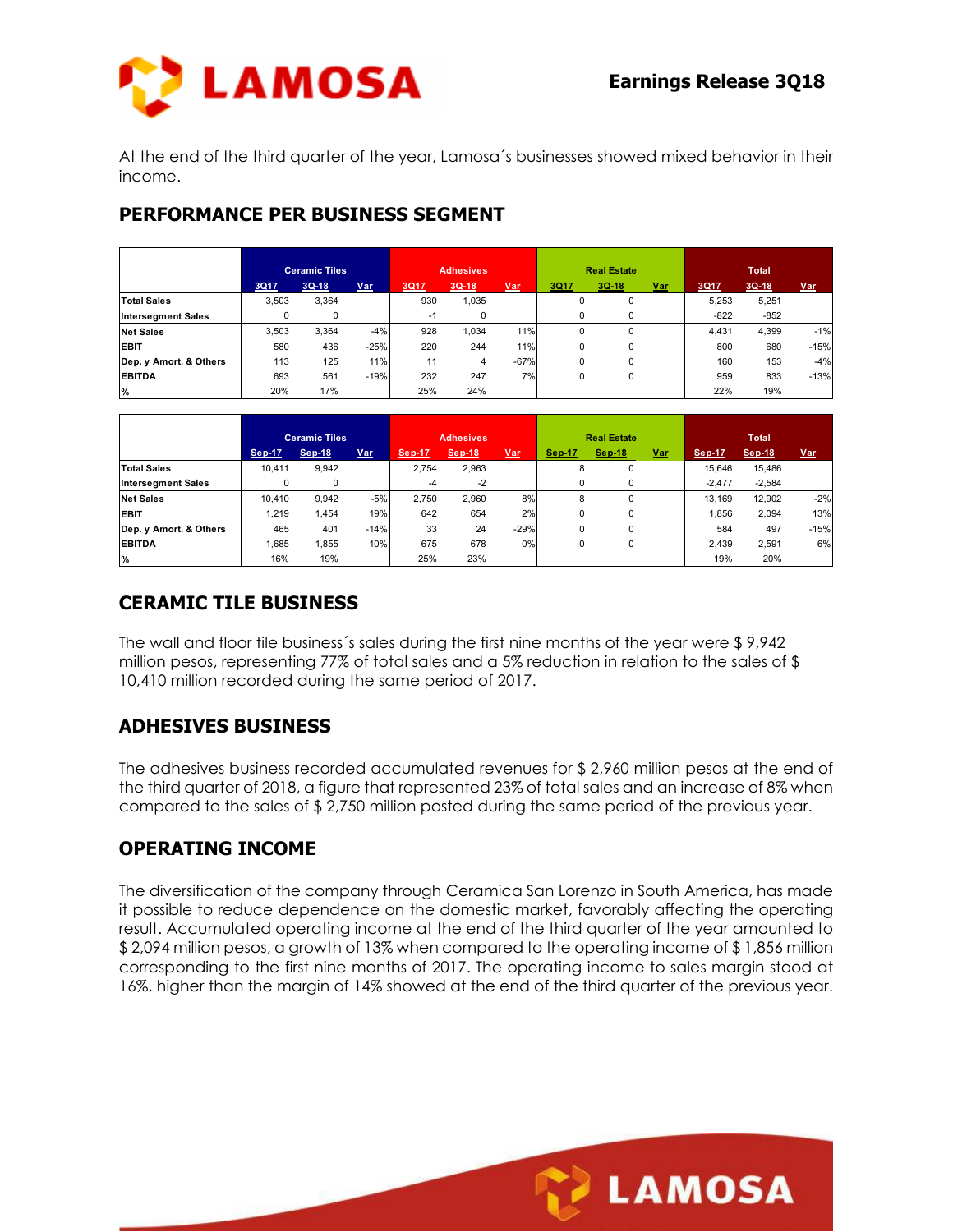## Earnings Release 3Q18

At the end of the third quarter of the year, Lamosa´s businesses showed mixed behavior in their income.

## PERFORMANCE PER BUSINESS SEGMENT

| | Ceramic Tiles | | | Adhesives | | | Real Estate | | | Total | | |
|---|---|---|---|---|---|---|---|---|---|---|---|---|
| | 3Q17 | 3Q-18 | Var | 3Q17 | 3Q-18 | Var | 3Q17 | 3Q-18 | Var | 3Q17 | 3Q-18 | Var |
| **Total Sales** | 3,503 | 3,364 | | 930 | 1,035 | | 0 | 0 | | 5,253 | 5,251 | |
| **Intersegment Sales** | 0 | 0 | | -1 | 0 | | 0 | 0 | | -822 | -852 | |
| **Net Sales** | 3,503 | 3,364 | -4% | 928 | 1,034 | 11% | 0 | 0 | | 4,431 | 4,399 | -1% |
| **EBIT** | 580 | 436 | -25% | 220 | 244 | 11% | 0 | 0 | | 800 | 680 | -15% |
| **Dep. y Amort. & Others** | 113 | 125 | 11% | 11 | 4 | -67% | 0 | 0 | | 160 | 153 | -4% |
| **EBITDA** | 693 | 561 | -19% | 232 | 247 | 7% | 0 | 0 | | 959 | 833 | -13% |
| **%** | 20% | 17% | | 25% | 24% | | | | | 22% | 19% | |

| | Ceramic Tiles | | | Adhesives | | | Real Estate | | | Total | | |
|---|---|---|---|---|---|---|---|---|---|---|---|---|
| | Sep-17 | Sep-18 | Var | Sep-17 | Sep-18 | Var | Sep-17 | Sep-18 | Var | Sep-17 | Sep-18 | Var |
| **Total Sales** | 10,411 | 9,942 | | 2,754 | 2,963 | | 8 | 0 | | 15,646 | 15,486 | |
| **Intersegment Sales** | 0 | 0 | | -4 | -2 | | 0 | 0 | | -2,477 | -2,584 | |
| **Net Sales** | 10,410 | 9,942 | -5% | 2,750 | 2,960 | 8% | 8 | 0 | | 13,169 | 12,902 | -2% |
| **EBIT** | 1,219 | 1,454 | 19% | 642 | 654 | 2% | 0 | 0 | | 1,856 | 2,094 | 13% |
| **Dep. y Amort. & Others** | 465 | 401 | -14% | 33 | 24 | -29% | 0 | 0 | | 584 | 497 | -15% |
| **EBITDA** | 1,685 | 1,855 | 10% | 675 | 678 | 0% | 0 | 0 | | 2,439 | 2,591 | 6% |
| **%** | 16% | 19% | | 25% | 23% | | | | | 19% | 20% | |

## CERAMIC TILE BUSINESS

The wall and floor tile business´s sales during the first nine months of the year were $ 9,942 million pesos, representing 77% of total sales and a 5% reduction in relation to the sales of $ 10,410 million recorded during the same period of 2017.

## ADHESIVES BUSINESS

The adhesives business recorded accumulated revenues for $ 2,960 million pesos at the end of the third quarter of 2018, a figure that represented 23% of total sales and an increase of 8% when compared to the sales of $ 2,750 million posted during the same period of the previous year.

## OPERATING INCOME

The diversification of the company through Ceramica San Lorenzo in South America, has made it possible to reduce dependence on the domestic market, favorably affecting the operating result. Accumulated operating income at the end of the third quarter of the year amounted to $ 2,094 million pesos, a growth of 13% when compared to the operating income of $ 1,856 million corresponding to the first nine months of 2017. The operating income to sales margin stood at 16%, higher than the margin of 14% showed at the end of the third quarter of the previous year.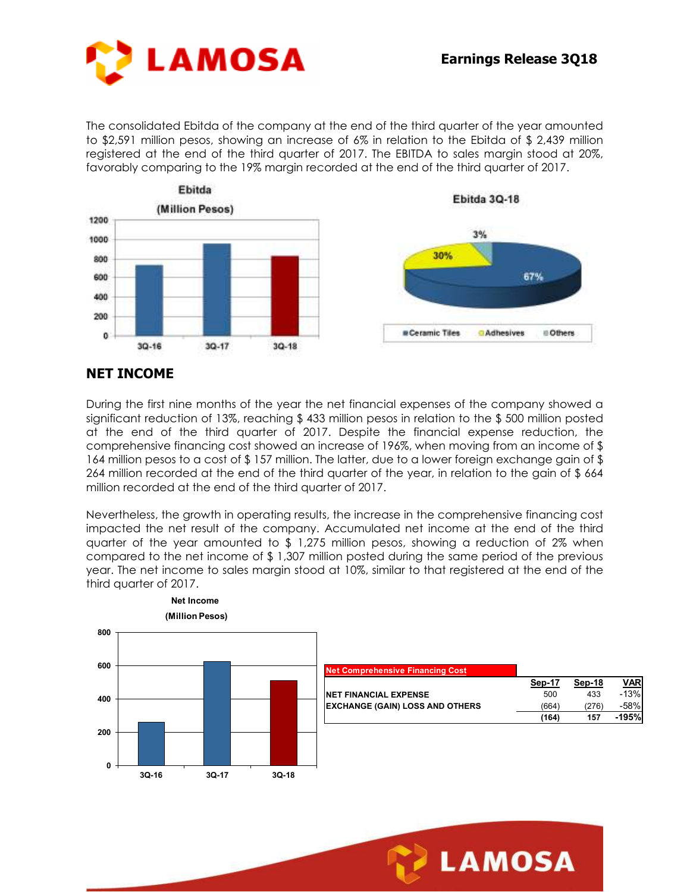The consolidated Ebitda of the company at the end of the third quarter of the year amounted to $2,591 million pesos, showing an increase of 6% in relation to the Ebitda of $ 2,439 million registered at the end of the third quarter of 2017. The EBITDA to sales margin stood at 20%, favorably comparing to the 19% margin recorded at the end of the third quarter of 2017.

## NET INCOME

During the first nine months of the year the net financial expenses of the company showed a significant reduction of 13%, reaching $ 433 million pesos in relation to the $ 500 million posted at the end of the third quarter of 2017. Despite the financial expense reduction, the comprehensive financing cost showed an increase of 196%, when moving from an income of $ 164 million pesos to a cost of $ 157 million. The latter, due to a lower foreign exchange gain of $ 264 million recorded at the end of the third quarter of the year, in relation to the gain of $ 664 million recorded at the end of the third quarter of 2017.

Nevertheless, the growth in operating results, the increase in the comprehensive financing cost impacted the net result of the company. Accumulated net income at the end of the third quarter of the year amounted to $ 1,275 million pesos, showing a reduction of 2% when compared to the net income of $ 1,307 million posted during the same period of the previous year. The net income to sales margin stood at 10%, similar to that registered at the end of the third quarter of 2017.

| Net Comprehensive Financing Cost | Sep-17 | Sep-18 | VAR |
|---|---|---|---|
| NET FINANCIAL EXPENSE | 500 | 433 | -13% |
| EXCHANGE (GAIN) LOSS AND OTHERS | (664) | (276) | -58% |
| | **(164)** | **157** | **-195%** |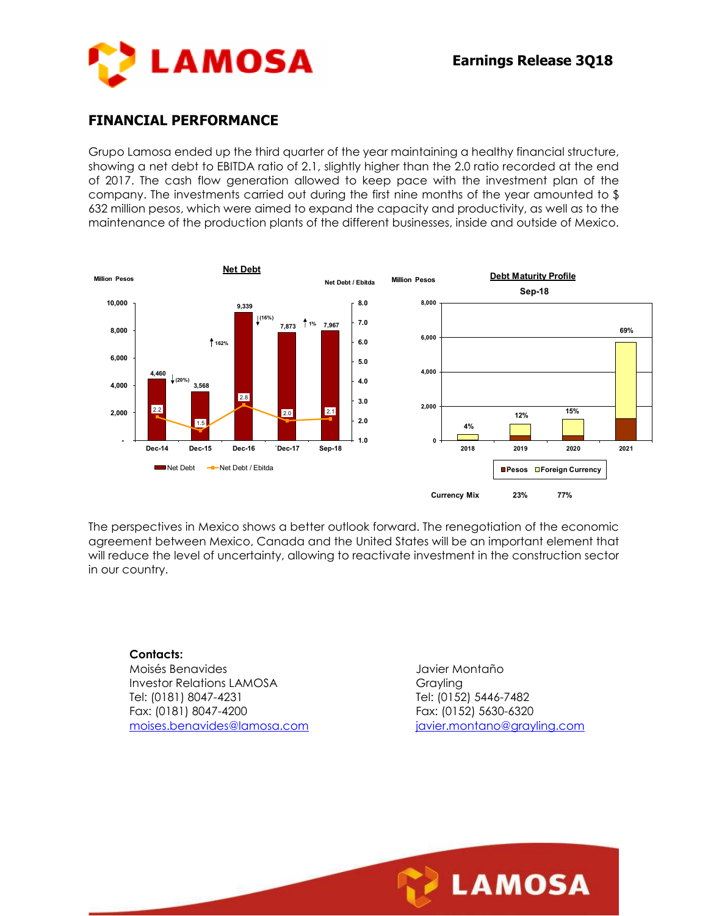## FINANCIAL PERFORMANCE

Grupo Lamosa ended up the third quarter of the year maintaining a healthy financial structure, showing a net debt to EBITDA ratio of 2.1, slightly higher than the 2.0 ratio recorded at the end of 2017. The cash flow generation allowed to keep pace with the investment plan of the company. The investments carried out during the first nine months of the year amounted to $ 632 million pesos, which were aimed to expand the capacity and productivity, as well as to the maintenance of the production plants of the different businesses, inside and outside of Mexico.

Net Debt

Million Pesos

Net Debt / Ebitda

10,000
8,000
6,000
4,000
2,000
-

8.0
7.0
6.0
5.0
4.0
3.0
2.0
1.0

4,460
(20%)
3,568
162%
9,339
(16%)
7,873
1%
7,967

2.2
1.5
2.8
2.0
2.1

Dec-14
Dec-15
Dec-16
´Dec-17
Sep-18

Net Debt
Net Debt / Ebitda

Debt Maturity Profile

Sep-18

Million Pesos

8,000
6,000
4,000
2,000
0

4%
12%
15%
69%

2018
2019
2020
2021

Pesos
Foreign Currency

Currency Mix 23% 77%

The perspectives in Mexico shows a better outlook forward. The renegotiation of the economic agreement between Mexico, Canada and the United States will be an important element that will reduce the level of uncertainty, allowing to reactivate investment in the construction sector in our country.

**Contacts:**

Moisés Benavides
Investor Relations LAMOSA
Tel: (0181) 8047-4231
Fax: (0181) 8047-4200
moises.benavides@lamosa.com

Javier Montaño
Grayling
Tel: (0152) 5446-7482
Fax: (0152) 5630-6320
javier.montano@grayling.com